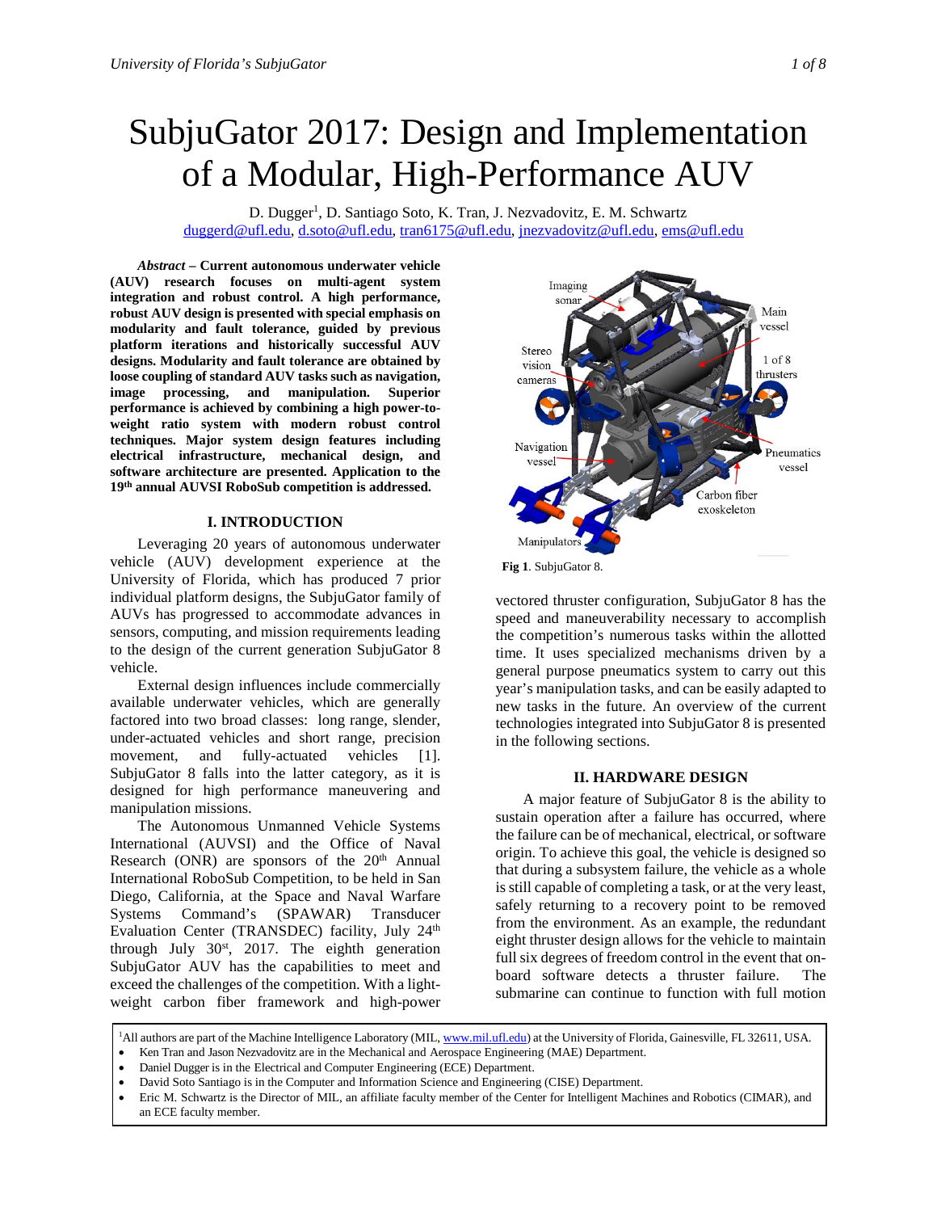# SubjuGator 2017: Design and Implementation of a Modular, High-Performance AUV

D. Dugger[1], D. Santiago Soto, K. Tran, J. Nezvadovitz, E. M. Schwartz
duggerd@ufl.edu, d.soto@ufl.edu, tran6175@ufl.edu, jnezvadovitz@ufl.edu, ems@ufl.edu

***Abstract* – Current autonomous underwater vehicle (AUV) research focuses on multi-agent system integration and robust control. A high performance, robust AUV design is presented with special emphasis on modularity and fault tolerance, guided by previous platform iterations and historically successful AUV designs. Modularity and fault tolerance are obtained by loose coupling of standard AUV tasks such as navigation, image processing, and manipulation. Superior performance is achieved by combining a high power-to-weight ratio system with modern robust control techniques. Major system design features including electrical infrastructure, mechanical design, and software architecture are presented. Application to the 19th annual AUVSI RoboSub competition is addressed.**

## I. INTRODUCTION

Leveraging 20 years of autonomous underwater vehicle (AUV) development experience at the University of Florida, which has produced 7 prior individual platform designs, the SubjuGator family of AUVs has progressed to accommodate advances in sensors, computing, and mission requirements leading to the design of the current generation SubjuGator 8 vehicle.

External design influences include commercially available underwater vehicles, which are generally factored into two broad classes: long range, slender, under-actuated vehicles and short range, precision movement, and fully-actuated vehicles [1]. SubjuGator 8 falls into the latter category, as it is designed for high performance maneuvering and manipulation missions.

The Autonomous Unmanned Vehicle Systems International (AUVSI) and the Office of Naval Research (ONR) are sponsors of the 20th Annual International RoboSub Competition, to be held in San Diego, California, at the Space and Naval Warfare Systems Command's (SPAWAR) Transducer Evaluation Center (TRANSDEC) facility, July 24th through July 30st, 2017. The eighth generation SubjuGator AUV has the capabilities to meet and exceed the challenges of the competition. With a light-weight carbon fiber framework and high-power vectored thruster configuration, SubjuGator 8 has the speed and maneuverability necessary to accomplish the competition's numerous tasks within the allotted time. It uses specialized mechanisms driven by a general purpose pneumatics system to carry out this year's manipulation tasks, and can be easily adapted to new tasks in the future. An overview of the current technologies integrated into SubjuGator 8 is presented in the following sections.

Imaging sonar, Main vessel, Stereo vision cameras, 1 of 8 thrusters, Navigation vessel, Pneumatics vessel, Carbon fiber exoskeleton, Manipulators

**Fig 1**. SubjuGator 8.

## II. HARDWARE DESIGN

A major feature of SubjuGator 8 is the ability to sustain operation after a failure has occurred, where the failure can be of mechanical, electrical, or software origin. To achieve this goal, the vehicle is designed so that during a subsystem failure, the vehicle as a whole is still capable of completing a task, or at the very least, safely returning to a recovery point to be removed from the environment. As an example, the redundant eight thruster design allows for the vehicle to maintain full six degrees of freedom control in the event that on-board software detects a thruster failure. The submarine can continue to function with full motion

[1]All authors are part of the Machine Intelligence Laboratory (MIL, www.mil.ufl.edu) at the University of Florida, Gainesville, FL 32611, USA.

- Ken Tran and Jason Nezvadovitz are in the Mechanical and Aerospace Engineering (MAE) Department.
- Daniel Dugger is in the Electrical and Computer Engineering (ECE) Department.
- David Soto Santiago is in the Computer and Information Science and Engineering (CISE) Department.
- Eric M. Schwartz is the Director of MIL, an affiliate faculty member of the Center for Intelligent Machines and Robotics (CIMAR), and an ECE faculty member.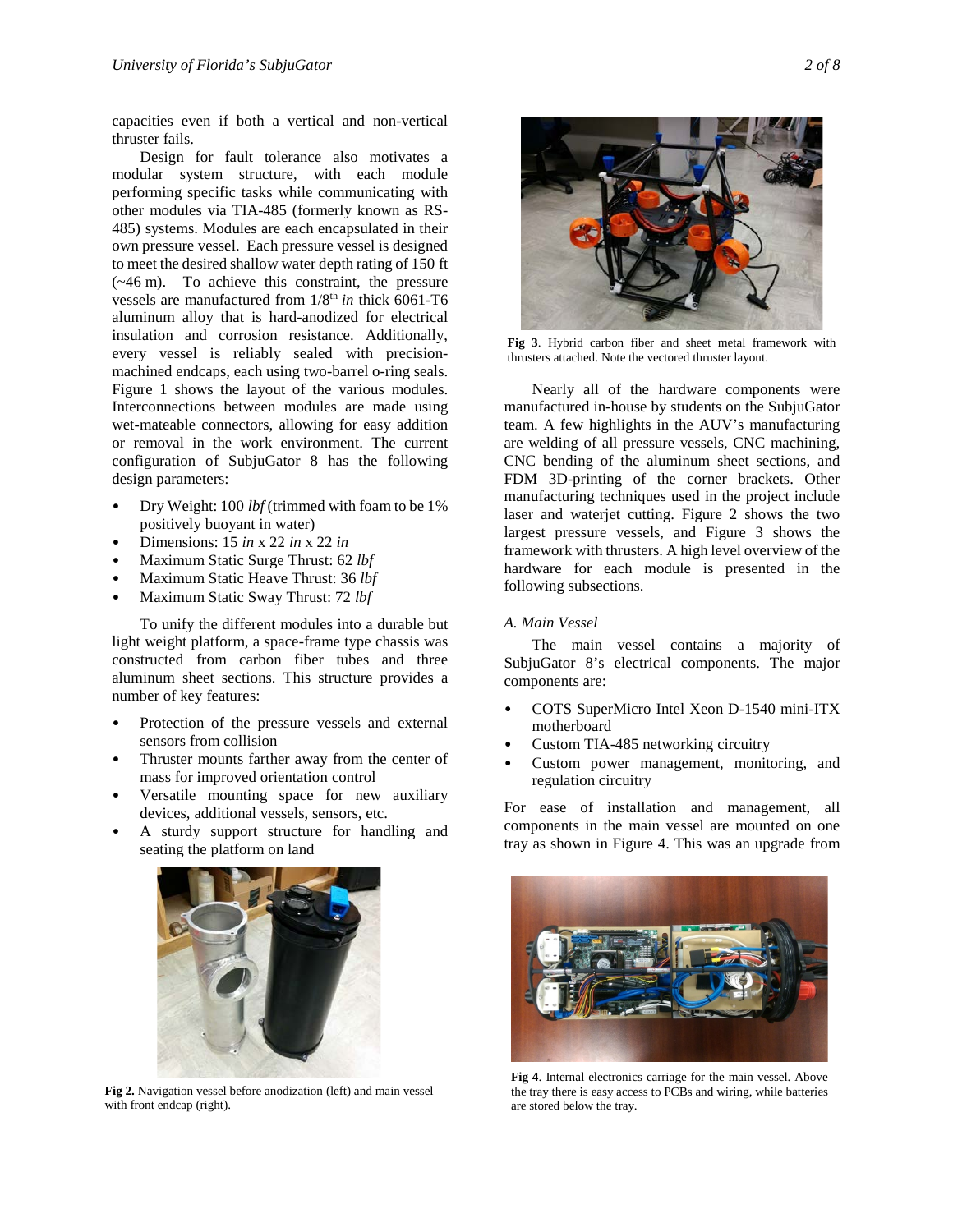capacities even if both a vertical and non-vertical thruster fails.

Design for fault tolerance also motivates a modular system structure, with each module performing specific tasks while communicating with other modules via TIA-485 (formerly known as RS-485) systems. Modules are each encapsulated in their own pressure vessel. Each pressure vessel is designed to meet the desired shallow water depth rating of 150 ft (~46 m). To achieve this constraint, the pressure vessels are manufactured from 1/8th *in* thick 6061-T6 aluminum alloy that is hard-anodized for electrical insulation and corrosion resistance. Additionally, every vessel is reliably sealed with precision-machined endcaps, each using two-barrel o-ring seals. Figure 1 shows the layout of the various modules. Interconnections between modules are made using wet-mateable connectors, allowing for easy addition or removal in the work environment. The current configuration of SubjuGator 8 has the following design parameters:

- Dry Weight: 100 *lbf* (trimmed with foam to be 1% positively buoyant in water)
- Dimensions: 15 *in* x 22 *in* x 22 *in*
- Maximum Static Surge Thrust: 62 *lbf*
- Maximum Static Heave Thrust: 36 *lbf*
- Maximum Static Sway Thrust: 72 *lbf*

To unify the different modules into a durable but light weight platform, a space-frame type chassis was constructed from carbon fiber tubes and three aluminum sheet sections. This structure provides a number of key features:

- Protection of the pressure vessels and external sensors from collision
- Thruster mounts farther away from the center of mass for improved orientation control
- Versatile mounting space for new auxiliary devices, additional vessels, sensors, etc.
- A sturdy support structure for handling and seating the platform on land

**Fig 2.** Navigation vessel before anodization (left) and main vessel with front endcap (right).

**Fig 3**. Hybrid carbon fiber and sheet metal framework with thrusters attached. Note the vectored thruster layout.

Nearly all of the hardware components were manufactured in-house by students on the SubjuGator team. A few highlights in the AUV's manufacturing are welding of all pressure vessels, CNC machining, CNC bending of the aluminum sheet sections, and FDM 3D-printing of the corner brackets. Other manufacturing techniques used in the project include laser and waterjet cutting. Figure 2 shows the two largest pressure vessels, and Figure 3 shows the framework with thrusters. A high level overview of the hardware for each module is presented in the following subsections.

### *A. Main Vessel*

The main vessel contains a majority of SubjuGator 8's electrical components. The major components are:

- COTS SuperMicro Intel Xeon D-1540 mini-ITX motherboard
- Custom TIA-485 networking circuitry
- Custom power management, monitoring, and regulation circuitry

For ease of installation and management, all components in the main vessel are mounted on one tray as shown in Figure 4. This was an upgrade from

**Fig 4**. Internal electronics carriage for the main vessel. Above the tray there is easy access to PCBs and wiring, while batteries are stored below the tray.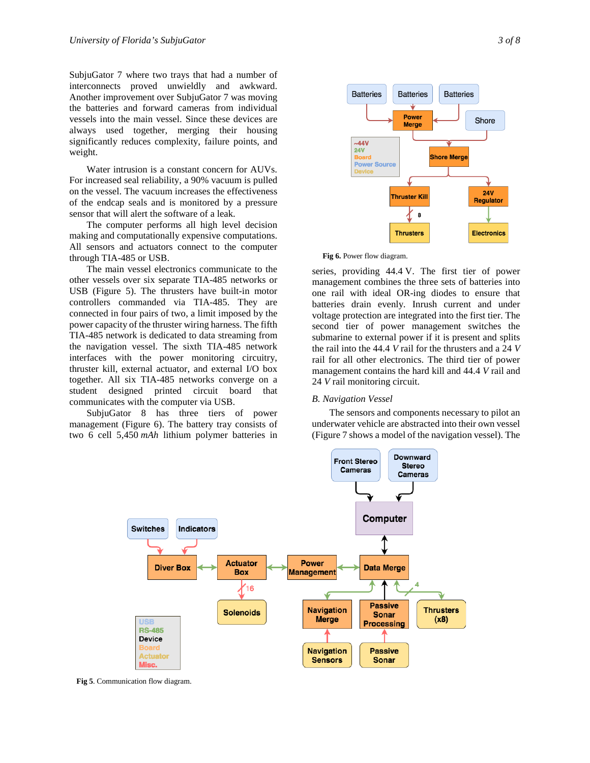SubjuGator 7 where two trays that had a number of interconnects proved unwieldly and awkward. Another improvement over SubjuGator 7 was moving the batteries and forward cameras from individual vessels into the main vessel. Since these devices are always used together, merging their housing significantly reduces complexity, failure points, and weight.

Water intrusion is a constant concern for AUVs. For increased seal reliability, a 90% vacuum is pulled on the vessel. The vacuum increases the effectiveness of the endcap seals and is monitored by a pressure sensor that will alert the software of a leak.

The computer performs all high level decision making and computationally expensive computations. All sensors and actuators connect to the computer through TIA-485 or USB.

The main vessel electronics communicate to the other vessels over six separate TIA-485 networks or USB (Figure 5). The thrusters have built-in motor controllers commanded via TIA-485. They are connected in four pairs of two, a limit imposed by the power capacity of the thruster wiring harness. The fifth TIA-485 network is dedicated to data streaming from the navigation vessel. The sixth TIA-485 network interfaces with the power monitoring circuitry, thruster kill, external actuator, and external I/O box together. All six TIA-485 networks converge on a student designed printed circuit board that communicates with the computer via USB.

SubjuGator 8 has three tiers of power management (Figure 6). The battery tray consists of two 6 cell 5,450 *mAh* lithium polymer batteries in series, providing 44.4 V. The first tier of power management combines the three sets of batteries into one rail with ideal OR-ing diodes to ensure that batteries drain evenly. Inrush current and under voltage protection are integrated into the first tier. The second tier of power management switches the submarine to external power if it is present and splits the rail into the 44.4 *V* rail for the thrusters and a 24 *V* rail for all other electronics. The third tier of power management contains the hard kill and 44.4 *V* rail and 24 *V* rail monitoring circuit.

**Fig 6.** Power flow diagram.

### B. Navigation Vessel

The sensors and components necessary to pilot an underwater vehicle are abstracted into their own vessel (Figure 7 shows a model of the navigation vessel). The

**Fig 5**. Communication flow diagram.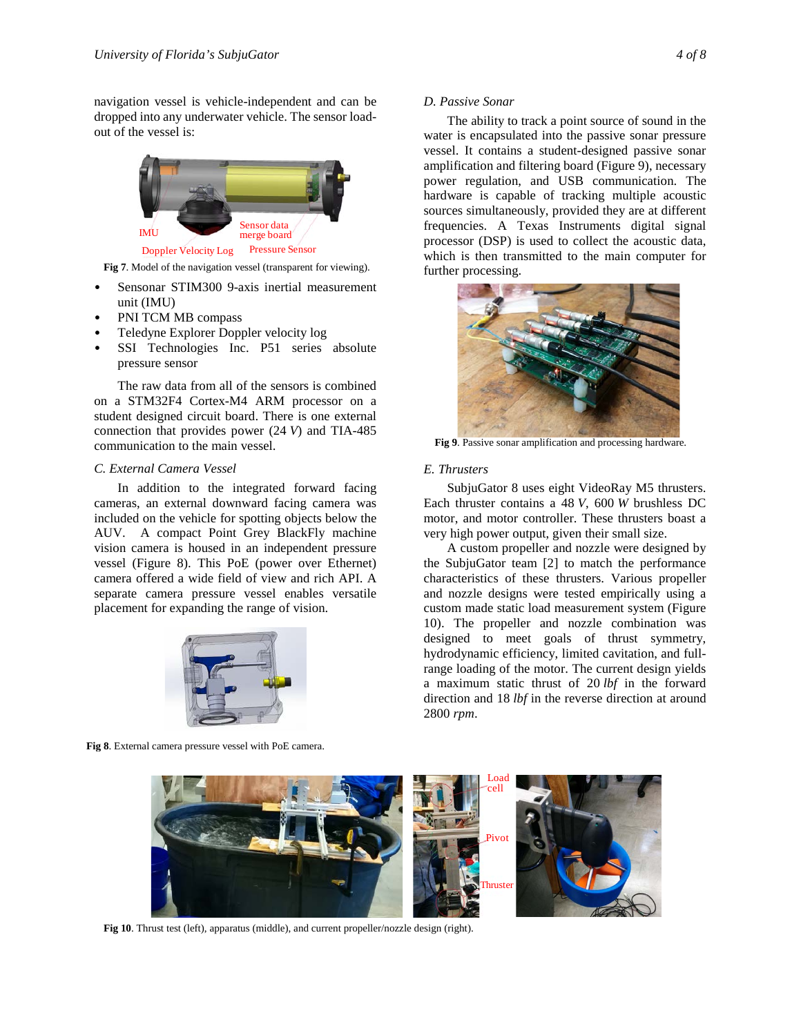navigation vessel is vehicle-independent and can be dropped into any underwater vehicle. The sensor load-out of the vessel is:

Fig 7. Model of the navigation vessel (transparent for viewing).

- Sensonar STIM300 9-axis inertial measurement unit (IMU)
- PNI TCM MB compass
- Teledyne Explorer Doppler velocity log
- SSI Technologies Inc. P51 series absolute pressure sensor

The raw data from all of the sensors is combined on a STM32F4 Cortex-M4 ARM processor on a student designed circuit board. There is one external connection that provides power (24 *V*) and TIA-485 communication to the main vessel.

### C. External Camera Vessel

In addition to the integrated forward facing cameras, an external downward facing camera was included on the vehicle for spotting objects below the AUV. A compact Point Grey BlackFly machine vision camera is housed in an independent pressure vessel (Figure 8). This PoE (power over Ethernet) camera offered a wide field of view and rich API. A separate camera pressure vessel enables versatile placement for expanding the range of vision.

Fig 8. External camera pressure vessel with PoE camera.

### D. Passive Sonar

The ability to track a point source of sound in the water is encapsulated into the passive sonar pressure vessel. It contains a student-designed passive sonar amplification and filtering board (Figure 9), necessary power regulation, and USB communication. The hardware is capable of tracking multiple acoustic sources simultaneously, provided they are at different frequencies. A Texas Instruments digital signal processor (DSP) is used to collect the acoustic data, which is then transmitted to the main computer for further processing.

Fig 9. Passive sonar amplification and processing hardware.

### E. Thrusters

SubjuGator 8 uses eight VideoRay M5 thrusters. Each thruster contains a 48 *V*, 600 *W* brushless DC motor, and motor controller. These thrusters boast a very high power output, given their small size.

A custom propeller and nozzle were designed by the SubjuGator team [2] to match the performance characteristics of these thrusters. Various propeller and nozzle designs were tested empirically using a custom made static load measurement system (Figure 10). The propeller and nozzle combination was designed to meet goals of thrust symmetry, hydrodynamic efficiency, limited cavitation, and full-range loading of the motor. The current design yields a maximum static thrust of 20 *lbf* in the forward direction and 18 *lbf* in the reverse direction at around 2800 *rpm*.

Fig 10. Thrust test (left), apparatus (middle), and current propeller/nozzle design (right).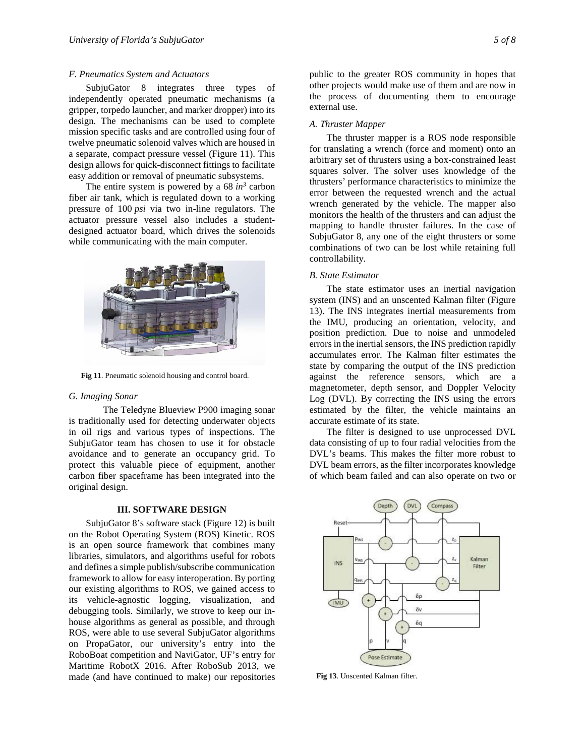### F. Pneumatics System and Actuators

SubjuGator 8 integrates three types of independently operated pneumatic mechanisms (a gripper, torpedo launcher, and marker dropper) into its design. The mechanisms can be used to complete mission specific tasks and are controlled using four of twelve pneumatic solenoid valves which are housed in a separate, compact pressure vessel (Figure 11). This design allows for quick-disconnect fittings to facilitate easy addition or removal of pneumatic subsystems.

The entire system is powered by a 68 $in^3$ carbon fiber air tank, which is regulated down to a working pressure of 100 *psi* via two in-line regulators. The actuator pressure vessel also includes a student-designed actuator board, which drives the solenoids while communicating with the main computer.

**Fig 11**. Pneumatic solenoid housing and control board.

### G. Imaging Sonar

The Teledyne Blueview P900 imaging sonar is traditionally used for detecting underwater objects in oil rigs and various types of inspections. The SubjuGator team has chosen to use it for obstacle avoidance and to generate an occupancy grid. To protect this valuable piece of equipment, another carbon fiber spaceframe has been integrated into the original design.

## III. SOFTWARE DESIGN

SubjuGator 8's software stack (Figure 12) is built on the Robot Operating System (ROS) Kinetic. ROS is an open source framework that combines many libraries, simulators, and algorithms useful for robots and defines a simple publish/subscribe communication framework to allow for easy interoperation. By porting our existing algorithms to ROS, we gained access to its vehicle-agnostic logging, visualization, and debugging tools. Similarly, we strove to keep our in-house algorithms as general as possible, and through ROS, were able to use several SubjuGator algorithms on PropaGator, our university's entry into the RoboBoat competition and NaviGator, UF's entry for Maritime RobotX 2016. After RoboSub 2013, we made (and have continued to make) our repositories public to the greater ROS community in hopes that other projects would make use of them and are now in the process of documenting them to encourage external use.

### A. Thruster Mapper

The thruster mapper is a ROS node responsible for translating a wrench (force and moment) onto an arbitrary set of thrusters using a box-constrained least squares solver. The solver uses knowledge of the thrusters' performance characteristics to minimize the error between the requested wrench and the actual wrench generated by the vehicle. The mapper also monitors the health of the thrusters and can adjust the mapping to handle thruster failures. In the case of SubjuGator 8, any one of the eight thrusters or some combinations of two can be lost while retaining full controllability.

### B. State Estimator

The state estimator uses an inertial navigation system (INS) and an unscented Kalman filter (Figure 13). The INS integrates inertial measurements from the IMU, producing an orientation, velocity, and position prediction. Due to noise and unmodeled errors in the inertial sensors, the INS prediction rapidly accumulates error. The Kalman filter estimates the state by comparing the output of the INS prediction against the reference sensors, which are a magnetometer, depth sensor, and Doppler Velocity Log (DVL). By correcting the INS using the errors estimated by the filter, the vehicle maintains an accurate estimate of its state.

The filter is designed to use unprocessed DVL data consisting of up to four radial velocities from the DVL's beams. This makes the filter more robust to DVL beam errors, as the filter incorporates knowledge of which beam failed and can also operate on two or

**Fig 13**. Unscented Kalman filter.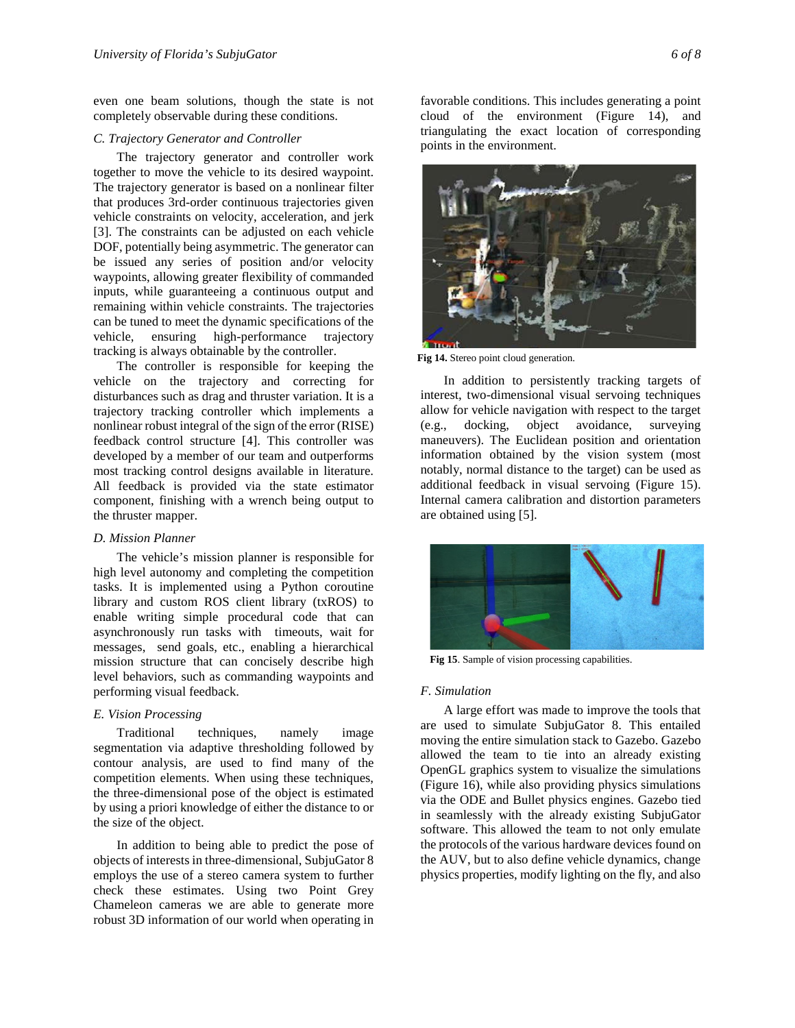even one beam solutions, though the state is not completely observable during these conditions.

### *C. Trajectory Generator and Controller*

The trajectory generator and controller work together to move the vehicle to its desired waypoint. The trajectory generator is based on a nonlinear filter that produces 3rd-order continuous trajectories given vehicle constraints on velocity, acceleration, and jerk [3]. The constraints can be adjusted on each vehicle DOF, potentially being asymmetric. The generator can be issued any series of position and/or velocity waypoints, allowing greater flexibility of commanded inputs, while guaranteeing a continuous output and remaining within vehicle constraints. The trajectories can be tuned to meet the dynamic specifications of the vehicle, ensuring high-performance trajectory tracking is always obtainable by the controller.

The controller is responsible for keeping the vehicle on the trajectory and correcting for disturbances such as drag and thruster variation. It is a trajectory tracking controller which implements a nonlinear robust integral of the sign of the error (RISE) feedback control structure [4]. This controller was developed by a member of our team and outperforms most tracking control designs available in literature. All feedback is provided via the state estimator component, finishing with a wrench being output to the thruster mapper.

### *D. Mission Planner*

The vehicle's mission planner is responsible for high level autonomy and completing the competition tasks. It is implemented using a Python coroutine library and custom ROS client library (txROS) to enable writing simple procedural code that can asynchronously run tasks with timeouts, wait for messages, send goals, etc., enabling a hierarchical mission structure that can concisely describe high level behaviors, such as commanding waypoints and performing visual feedback.

### *E. Vision Processing*

Traditional techniques, namely image segmentation via adaptive thresholding followed by contour analysis, are used to find many of the competition elements. When using these techniques, the three-dimensional pose of the object is estimated by using a priori knowledge of either the distance to or the size of the object.

In addition to being able to predict the pose of objects of interests in three-dimensional, SubjuGator 8 employs the use of a stereo camera system to further check these estimates. Using two Point Grey Chameleon cameras we are able to generate more robust 3D information of our world when operating in favorable conditions. This includes generating a point cloud of the environment (Figure 14), and triangulating the exact location of corresponding points in the environment.

**Fig 14.** Stereo point cloud generation.

In addition to persistently tracking targets of interest, two-dimensional visual servoing techniques allow for vehicle navigation with respect to the target (e.g., docking, object avoidance, surveying maneuvers). The Euclidean position and orientation information obtained by the vision system (most notably, normal distance to the target) can be used as additional feedback in visual servoing (Figure 15). Internal camera calibration and distortion parameters are obtained using [5].

**Fig 15**. Sample of vision processing capabilities.

### *F. Simulation*

A large effort was made to improve the tools that are used to simulate SubjuGator 8. This entailed moving the entire simulation stack to Gazebo. Gazebo allowed the team to tie into an already existing OpenGL graphics system to visualize the simulations (Figure 16), while also providing physics simulations via the ODE and Bullet physics engines. Gazebo tied in seamlessly with the already existing SubjuGator software. This allowed the team to not only emulate the protocols of the various hardware devices found on the AUV, but to also define vehicle dynamics, change physics properties, modify lighting on the fly, and also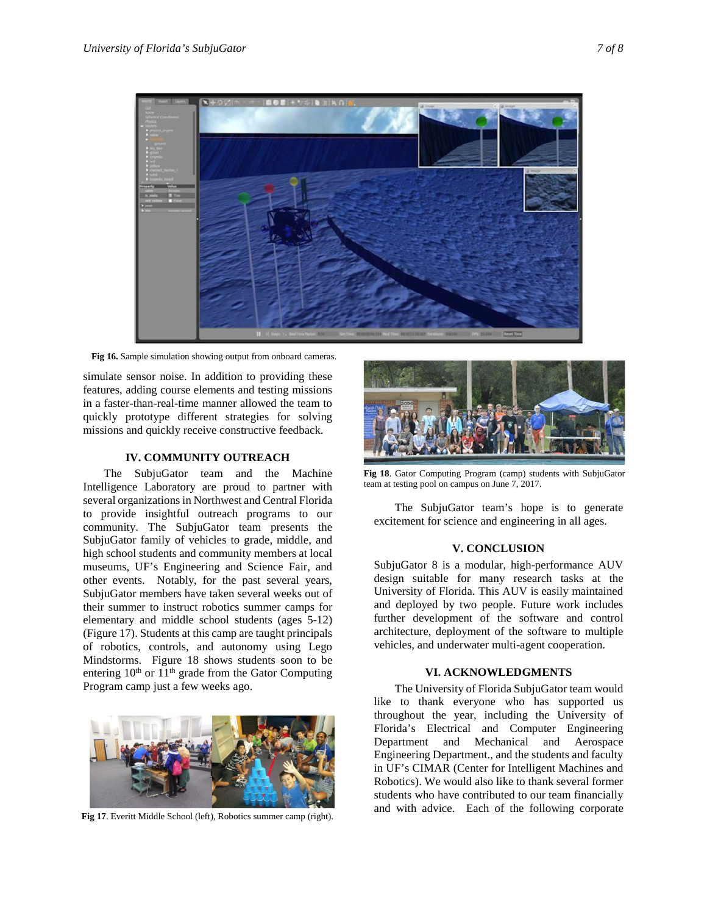Fig 16. Sample simulation showing output from onboard cameras.

simulate sensor noise. In addition to providing these features, adding course elements and testing missions in a faster-than-real-time manner allowed the team to quickly prototype different strategies for solving missions and quickly receive constructive feedback.

## IV. COMMUNITY OUTREACH

The SubjuGator team and the Machine Intelligence Laboratory are proud to partner with several organizations in Northwest and Central Florida to provide insightful outreach programs to our community. The SubjuGator team presents the SubjuGator family of vehicles to grade, middle, and high school students and community members at local museums, UF's Engineering and Science Fair, and other events. Notably, for the past several years, SubjuGator members have taken several weeks out of their summer to instruct robotics summer camps for elementary and middle school students (ages 5-12) (Figure 17). Students at this camp are taught principals of robotics, controls, and autonomy using Lego Mindstorms. Figure 18 shows students soon to be entering 10th or 11th grade from the Gator Computing Program camp just a few weeks ago.

**Fig 17**. Everitt Middle School (left), Robotics summer camp (right).

**Fig 18**. Gator Computing Program (camp) students with SubjuGator team at testing pool on campus on June 7, 2017.

The SubjuGator team's hope is to generate excitement for science and engineering in all ages.

## V. CONCLUSION

SubjuGator 8 is a modular, high-performance AUV design suitable for many research tasks at the University of Florida. This AUV is easily maintained and deployed by two people. Future work includes further development of the software and control architecture, deployment of the software to multiple vehicles, and underwater multi-agent cooperation.

## VI. ACKNOWLEDGMENTS

The University of Florida SubjuGator team would like to thank everyone who has supported us throughout the year, including the University of Florida's Electrical and Computer Engineering Department and Mechanical and Aerospace Engineering Department., and the students and faculty in UF's CIMAR (Center for Intelligent Machines and Robotics). We would also like to thank several former students who have contributed to our team financially and with advice. Each of the following corporate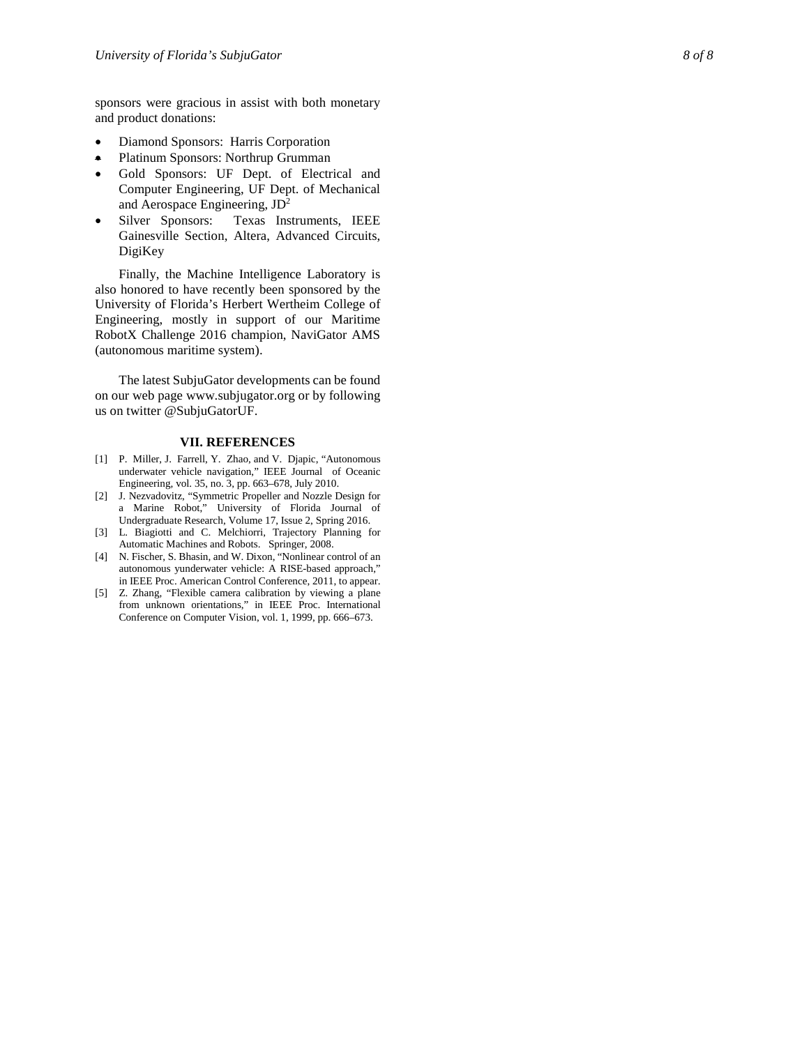sponsors were gracious in assist with both monetary and product donations:

- Diamond Sponsors: Harris Corporation
- Platinum Sponsors: Northrup Grumman
- Gold Sponsors: UF Dept. of Electrical and Computer Engineering, UF Dept. of Mechanical and Aerospace Engineering, $JD^2$
- Silver Sponsors: Texas Instruments, IEEE Gainesville Section, Altera, Advanced Circuits, DigiKey

Finally, the Machine Intelligence Laboratory is also honored to have recently been sponsored by the University of Florida's Herbert Wertheim College of Engineering, mostly in support of our Maritime RobotX Challenge 2016 champion, NaviGator AMS (autonomous maritime system).

The latest SubjuGator developments can be found on our web page www.subjugator.org or by following us on twitter @SubjuGatorUF.

## VII. REFERENCES

[1] P. Miller, J. Farrell, Y. Zhao, and V. Djapic, "Autonomous underwater vehicle navigation," IEEE Journal of Oceanic Engineering, vol. 35, no. 3, pp. 663–678, July 2010.

[2] J. Nezvadovitz, "Symmetric Propeller and Nozzle Design for a Marine Robot," University of Florida Journal of Undergraduate Research, Volume 17, Issue 2, Spring 2016.

[3] L. Biagiotti and C. Melchiorri, Trajectory Planning for Automatic Machines and Robots. Springer, 2008.

[4] N. Fischer, S. Bhasin, and W. Dixon, "Nonlinear control of an autonomous yunderwater vehicle: A RISE-based approach," in IEEE Proc. American Control Conference, 2011, to appear.

[5] Z. Zhang, "Flexible camera calibration by viewing a plane from unknown orientations," in IEEE Proc. International Conference on Computer Vision, vol. 1, 1999, pp. 666–673.